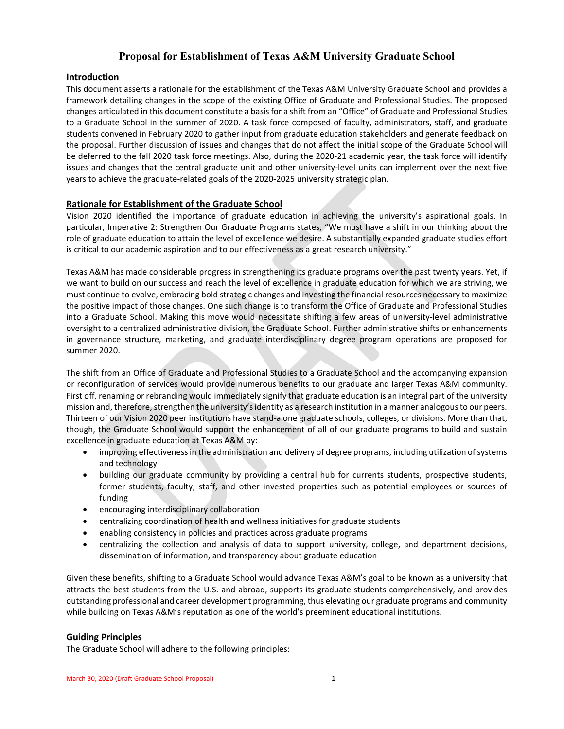# Proposal for Establishment of Texas A&M University Graduate School

## Introduction

This document asserts a rationale for the establishment of the Texas A&M University Graduate School and provides a framework detailing changes in the scope of the existing Office of Graduate and Professional Studies. The proposed changes articulated in this document constitute a basis for a shift from an "Office" of Graduate and Professional Studies to a Graduate School in the summer of 2020. A task force composed of faculty, administrators, staff, and graduate students convened in February 2020 to gather input from graduate education stakeholders and generate feedback on the proposal. Further discussion of issues and changes that do not affect the initial scope of the Graduate School will be deferred to the fall 2020 task force meetings. Also, during the 2020-21 academic year, the task force will identify issues and changes that the central graduate unit and other university-level units can implement over the next five years to achieve the graduate-related goals of the 2020-2025 university strategic plan.

## Rationale for Establishment of the Graduate School

Vision 2020 identified the importance of graduate education in achieving the university's aspirational goals. In particular, Imperative 2: Strengthen Our Graduate Programs states, "We must have a shift in our thinking about the role of graduate education to attain the level of excellence we desire. A substantially expanded graduate studies effort is critical to our academic aspiration and to our effectiveness as a great research university."

Texas A&M has made considerable progress in strengthening its graduate programs over the past twenty years. Yet, if we want to build on our success and reach the level of excellence in graduate education for which we are striving, we must continue to evolve, embracing bold strategic changes and investing the financial resources necessary to maximize the positive impact of those changes. One such change is to transform the Office of Graduate and Professional Studies into a Graduate School. Making this move would necessitate shifting a few areas of university-level administrative oversight to a centralized administrative division, the Graduate School. Further administrative shifts or enhancements in governance structure, marketing, and graduate interdisciplinary degree program operations are proposed for summer 2020.

The shift from an Office of Graduate and Professional Studies to a Graduate School and the accompanying expansion or reconfiguration of services would provide numerous benefits to our graduate and larger Texas A&M community. First off, renaming or rebranding would immediately signify that graduate education is an integral part of the university mission and, therefore, strengthen the university's identity as a research institution in a manner analogous to our peers. Thirteen of our Vision 2020 peer institutions have stand-alone graduate schools, colleges, or divisions. More than that, though, the Graduate School would support the enhancement of all of our graduate programs to build and sustain excellence in graduate education at Texas A&M by:

- improving effectiveness in the administration and delivery of degree programs, including utilization of systems and technology
- building our graduate community by providing a central hub for currents students, prospective students, former students, faculty, staff, and other invested properties such as potential employees or sources of funding
- encouraging interdisciplinary collaboration
- centralizing coordination of health and wellness initiatives for graduate students
- enabling consistency in policies and practices across graduate programs
- centralizing the collection and analysis of data to support university, college, and department decisions, dissemination of information, and transparency about graduate education

Given these benefits, shifting to a Graduate School would advance Texas A&M's goal to be known as a university that attracts the best students from the U.S. and abroad, supports its graduate students comprehensively, and provides outstanding professional and career development programming, thus elevating our graduate programs and community while building on Texas A&M's reputation as one of the world's preeminent educational institutions.

## Guiding Principles

The Graduate School will adhere to the following principles: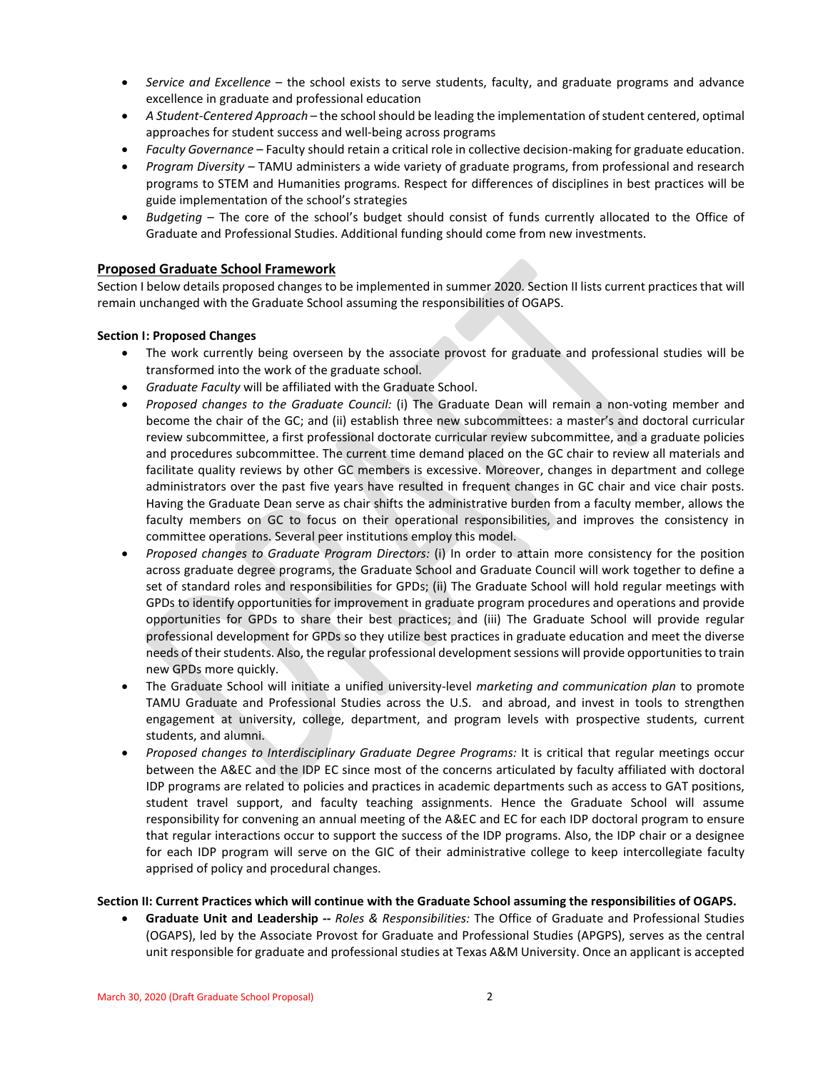- *Service and Excellence* – the school exists to serve students, faculty, and graduate programs and advance excellence in graduate and professional education
- *A Student-Centered Approach* – the school should be leading the implementation of student centered, optimal approaches for student success and well-being across programs
- *Faculty Governance* – Faculty should retain a critical role in collective decision-making for graduate education.
- *Program Diversity* – TAMU administers a wide variety of graduate programs, from professional and research programs to STEM and Humanities programs. Respect for differences of disciplines in best practices will be guide implementation of the school's strategies
- *Budgeting* – The core of the school's budget should consist of funds currently allocated to the Office of Graduate and Professional Studies. Additional funding should come from new investments.

## Proposed Graduate School Framework

Section I below details proposed changes to be implemented in summer 2020. Section II lists current practices that will remain unchanged with the Graduate School assuming the responsibilities of OGAPS.

### Section I: Proposed Changes

- The work currently being overseen by the associate provost for graduate and professional studies will be transformed into the work of the graduate school.
- *Graduate Faculty* will be affiliated with the Graduate School.
- *Proposed changes to the Graduate Council:* (i) The Graduate Dean will remain a non-voting member and become the chair of the GC; and (ii) establish three new subcommittees: a master's and doctoral curricular review subcommittee, a first professional doctorate curricular review subcommittee, and a graduate policies and procedures subcommittee. The current time demand placed on the GC chair to review all materials and facilitate quality reviews by other GC members is excessive. Moreover, changes in department and college administrators over the past five years have resulted in frequent changes in GC chair and vice chair posts. Having the Graduate Dean serve as chair shifts the administrative burden from a faculty member, allows the faculty members on GC to focus on their operational responsibilities, and improves the consistency in committee operations. Several peer institutions employ this model.
- *Proposed changes to Graduate Program Directors:* (i) In order to attain more consistency for the position across graduate degree programs, the Graduate School and Graduate Council will work together to define a set of standard roles and responsibilities for GPDs; (ii) The Graduate School will hold regular meetings with GPDs to identify opportunities for improvement in graduate program procedures and operations and provide opportunities for GPDs to share their best practices; and (iii) The Graduate School will provide regular professional development for GPDs so they utilize best practices in graduate education and meet the diverse needs of their students. Also, the regular professional development sessions will provide opportunities to train new GPDs more quickly.
- The Graduate School will initiate a unified university-level *marketing and communication plan* to promote TAMU Graduate and Professional Studies across the U.S. and abroad, and invest in tools to strengthen engagement at university, college, department, and program levels with prospective students, current students, and alumni.
- *Proposed changes to Interdisciplinary Graduate Degree Programs:* It is critical that regular meetings occur between the A&EC and the IDP EC since most of the concerns articulated by faculty affiliated with doctoral IDP programs are related to policies and practices in academic departments such as access to GAT positions, student travel support, and faculty teaching assignments. Hence the Graduate School will assume responsibility for convening an annual meeting of the A&EC and EC for each IDP doctoral program to ensure that regular interactions occur to support the success of the IDP programs. Also, the IDP chair or a designee for each IDP program will serve on the GIC of their administrative college to keep intercollegiate faculty apprised of policy and procedural changes.

### Section II: Current Practices which will continue with the Graduate School assuming the responsibilities of OGAPS.

- **Graduate Unit and Leadership --** *Roles & Responsibilities:* The Office of Graduate and Professional Studies (OGAPS), led by the Associate Provost for Graduate and Professional Studies (APGPS), serves as the central unit responsible for graduate and professional studies at Texas A&M University. Once an applicant is accepted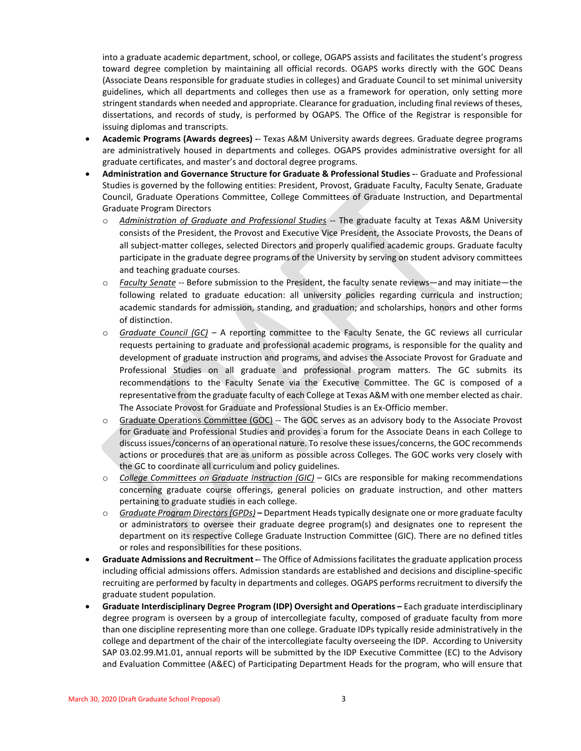into a graduate academic department, school, or college, OGAPS assists and facilitates the student's progress toward degree completion by maintaining all official records. OGAPS works directly with the GOC Deans (Associate Deans responsible for graduate studies in colleges) and Graduate Council to set minimal university guidelines, which all departments and colleges then use as a framework for operation, only setting more stringent standards when needed and appropriate. Clearance for graduation, including final reviews of theses, dissertations, and records of study, is performed by OGAPS. The Office of the Registrar is responsible for issuing diplomas and transcripts.

- **Academic Programs (Awards degrees) --** Texas A&M University awards degrees. Graduate degree programs are administratively housed in departments and colleges. OGAPS provides administrative oversight for all graduate certificates, and master's and doctoral degree programs.
- **Administration and Governance Structure for Graduate & Professional Studies --** Graduate and Professional Studies is governed by the following entities: President, Provost, Graduate Faculty, Faculty Senate, Graduate Council, Graduate Operations Committee, College Committees of Graduate Instruction, and Departmental Graduate Program Directors
  - *Administration of Graduate and Professional Studies* -- The graduate faculty at Texas A&M University consists of the President, the Provost and Executive Vice President, the Associate Provosts, the Deans of all subject-matter colleges, selected Directors and properly qualified academic groups. Graduate faculty participate in the graduate degree programs of the University by serving on student advisory committees and teaching graduate courses.
  - *Faculty Senate* -- Before submission to the President, the faculty senate reviews—and may initiate—the following related to graduate education: all university policies regarding curricula and instruction; academic standards for admission, standing, and graduation; and scholarships, honors and other forms of distinction.
  - *Graduate Council (GC)* – A reporting committee to the Faculty Senate, the GC reviews all curricular requests pertaining to graduate and professional academic programs, is responsible for the quality and development of graduate instruction and programs, and advises the Associate Provost for Graduate and Professional Studies on all graduate and professional program matters. The GC submits its recommendations to the Faculty Senate via the Executive Committee. The GC is composed of a representative from the graduate faculty of each College at Texas A&M with one member elected as chair. The Associate Provost for Graduate and Professional Studies is an Ex-Officio member.
  - Graduate Operations Committee (GOC) -- The GOC serves as an advisory body to the Associate Provost for Graduate and Professional Studies and provides a forum for the Associate Deans in each College to discuss issues/concerns of an operational nature. To resolve these issues/concerns, the GOC recommends actions or procedures that are as uniform as possible across Colleges. The GOC works very closely with the GC to coordinate all curriculum and policy guidelines.
  - *College Committees on Graduate Instruction (GIC)* – GICs are responsible for making recommendations concerning graduate course offerings, general policies on graduate instruction, and other matters pertaining to graduate studies in each college.
  - *Graduate Program Directors (GPDs)* **–** Department Heads typically designate one or more graduate faculty or administrators to oversee their graduate degree program(s) and designates one to represent the department on its respective College Graduate Instruction Committee (GIC). There are no defined titles or roles and responsibilities for these positions.
- **Graduate Admissions and Recruitment --** The Office of Admissions facilitates the graduate application process including official admissions offers. Admission standards are established and decisions and discipline-specific recruiting are performed by faculty in departments and colleges. OGAPS performs recruitment to diversify the graduate student population.
- **Graduate Interdisciplinary Degree Program (IDP) Oversight and Operations –** Each graduate interdisciplinary degree program is overseen by a group of intercollegiate faculty, composed of graduate faculty from more than one discipline representing more than one college. Graduate IDPs typically reside administratively in the college and department of the chair of the intercollegiate faculty overseeing the IDP. According to University SAP 03.02.99.M1.01, annual reports will be submitted by the IDP Executive Committee (EC) to the Advisory and Evaluation Committee (A&EC) of Participating Department Heads for the program, who will ensure that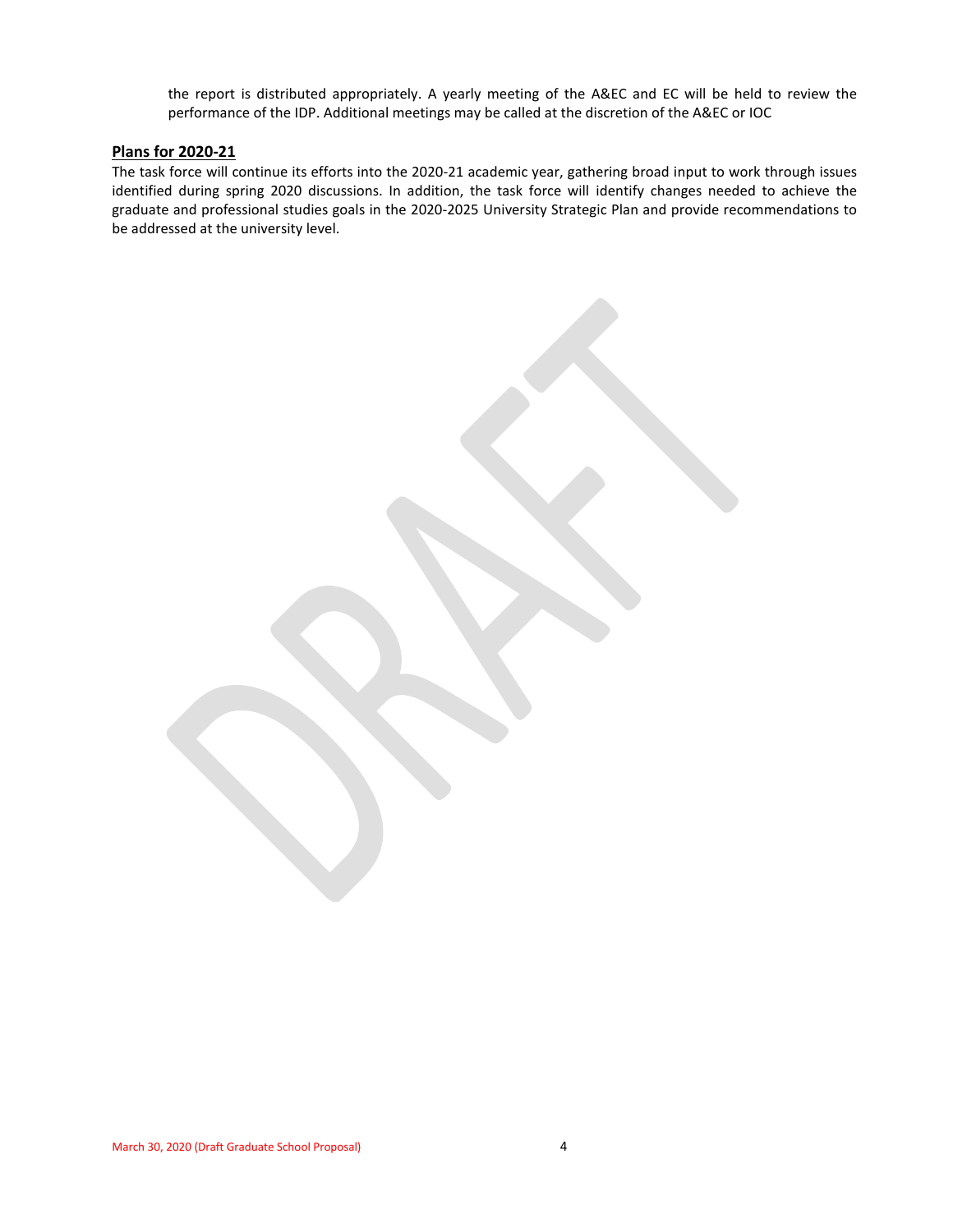the report is distributed appropriately. A yearly meeting of the A&EC and EC will be held to review the performance of the IDP. Additional meetings may be called at the discretion of the A&EC or IOC

## Plans for 2020-21

The task force will continue its efforts into the 2020-21 academic year, gathering broad input to work through issues identified during spring 2020 discussions. In addition, the task force will identify changes needed to achieve the graduate and professional studies goals in the 2020-2025 University Strategic Plan and provide recommendations to be addressed at the university level.